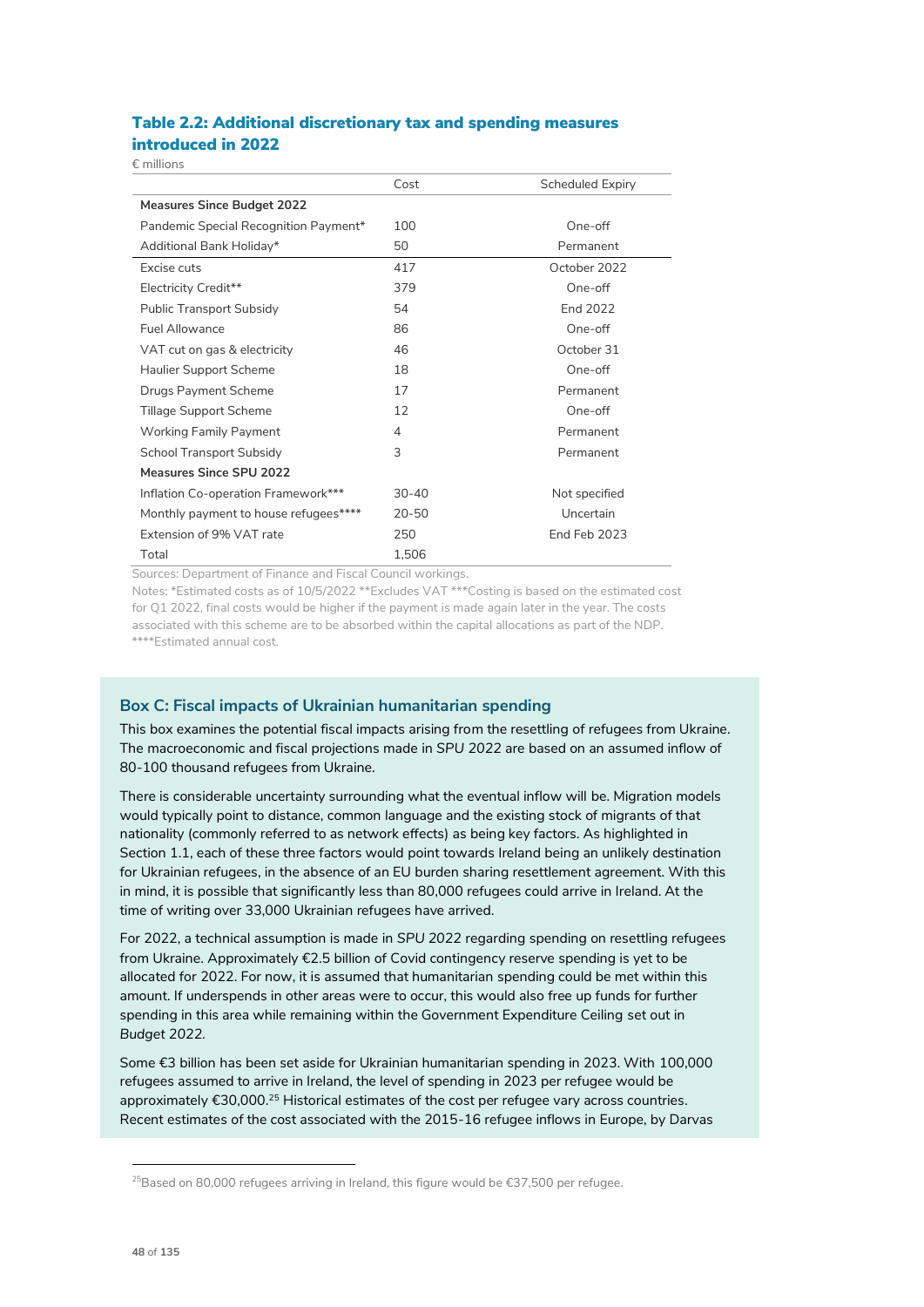### Table 2.2: Additional discretionary tax and spending measures introduced in 2022

€ millions

| | Cost | Scheduled Expiry |
|---|---|---|
| **Measures Since Budget 2022** | | |
| Pandemic Special Recognition Payment* | 100 | One-off |
| Additional Bank Holiday* | 50 | Permanent |
| Excise cuts | 417 | October 2022 |
| Electricity Credit** | 379 | One-off |
| Public Transport Subsidy | 54 | End 2022 |
| Fuel Allowance | 86 | One-off |
| VAT cut on gas & electricity | 46 | October 31 |
| Haulier Support Scheme | 18 | One-off |
| Drugs Payment Scheme | 17 | Permanent |
| Tillage Support Scheme | 12 | One-off |
| Working Family Payment | 4 | Permanent |
| School Transport Subsidy | 3 | Permanent |
| **Measures Since SPU 2022** | | |
| Inflation Co-operation Framework*** | 30-40 | Not specified |
| Monthly payment to house refugees**** | 20-50 | Uncertain |
| Extension of 9% VAT rate | 250 | End Feb 2023 |
| Total | 1,506 | |

Sources: Department of Finance and Fiscal Council workings.

Notes: *Estimated costs as of 10/5/2022 **Excludes VAT ***Costing is based on the estimated cost for Q1 2022, final costs would be higher if the payment is made again later in the year. The costs associated with this scheme are to be absorbed within the capital allocations as part of the NDP. ****Estimated annual cost.

## Box C: Fiscal impacts of Ukrainian humanitarian spending

This box examines the potential fiscal impacts arising from the resettling of refugees from Ukraine. The macroeconomic and fiscal projections made in *SPU 2022* are based on an assumed inflow of 80-100 thousand refugees from Ukraine.

There is considerable uncertainty surrounding what the eventual inflow will be. Migration models would typically point to distance, common language and the existing stock of migrants of that nationality (commonly referred to as network effects) as being key factors. As highlighted in Section 1.1, each of these three factors would point towards Ireland being an unlikely destination for Ukrainian refugees, in the absence of an EU burden sharing resettlement agreement. With this in mind, it is possible that significantly less than 80,000 refugees could arrive in Ireland. At the time of writing over 33,000 Ukrainian refugees have arrived.

For 2022, a technical assumption is made in *SPU 2022* regarding spending on resettling refugees from Ukraine. Approximately €2.5 billion of Covid contingency reserve spending is yet to be allocated for 2022. For now, it is assumed that humanitarian spending could be met within this amount. If underspends in other areas were to occur, this would also free up funds for further spending in this area while remaining within the Government Expenditure Ceiling set out in *Budget 2022*.

Some €3 billion has been set aside for Ukrainian humanitarian spending in 2023. With 100,000 refugees assumed to arrive in Ireland, the level of spending in 2023 per refugee would be approximately €30,000.[25] Historical estimates of the cost per refugee vary across countries. Recent estimates of the cost associated with the 2015-16 refugee inflows in Europe, by Darvas

[25] Based on 80,000 refugees arriving in Ireland, this figure would be €37,500 per refugee.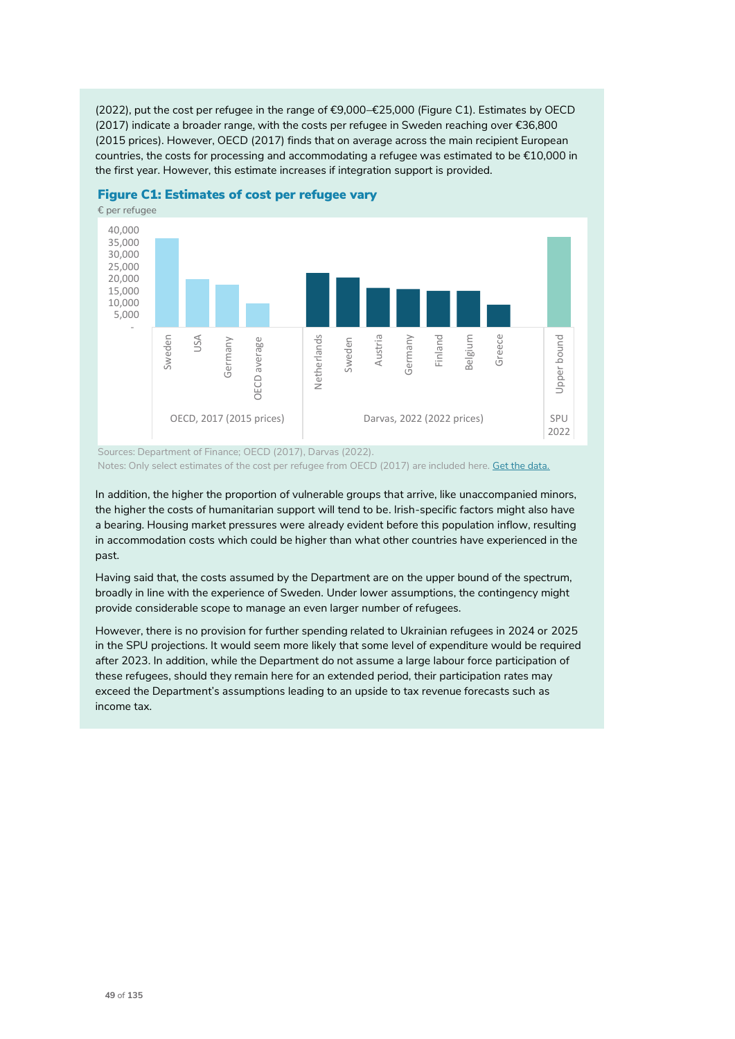(2022), put the cost per refugee in the range of €9,000–€25,000 (Figure C1). Estimates by OECD (2017) indicate a broader range, with the costs per refugee in Sweden reaching over €36,800 (2015 prices). However, OECD (2017) finds that on average across the main recipient European countries, the costs for processing and accommodating a refugee was estimated to be €10,000 in the first year. However, this estimate increases if integration support is provided.

### Figure C1: Estimates of cost per refugee vary

€ per refugee

40,000
35,000
30,000
25,000
20,000
15,000
10,000
5,000
-

Sweden
USA
Germany
OECD average
Netherlands
Sweden
Austria
Germany
Finland
Belgium
Greece
Upper bound

OECD, 2017 (2015 prices)
Darvas, 2022 (2022 prices)
SPU 2022

Sources: Department of Finance; OECD (2017), Darvas (2022).
Notes: Only select estimates of the cost per refugee from OECD (2017) are included here. Get the data.

In addition, the higher the proportion of vulnerable groups that arrive, like unaccompanied minors, the higher the costs of humanitarian support will tend to be. Irish-specific factors might also have a bearing. Housing market pressures were already evident before this population inflow, resulting in accommodation costs which could be higher than what other countries have experienced in the past.

Having said that, the costs assumed by the Department are on the upper bound of the spectrum, broadly in line with the experience of Sweden. Under lower assumptions, the contingency might provide considerable scope to manage an even larger number of refugees.

However, there is no provision for further spending related to Ukrainian refugees in 2024 or 2025 in the SPU projections. It would seem more likely that some level of expenditure would be required after 2023. In addition, while the Department do not assume a large labour force participation of these refugees, should they remain here for an extended period, their participation rates may exceed the Department's assumptions leading to an upside to tax revenue forecasts such as income tax.